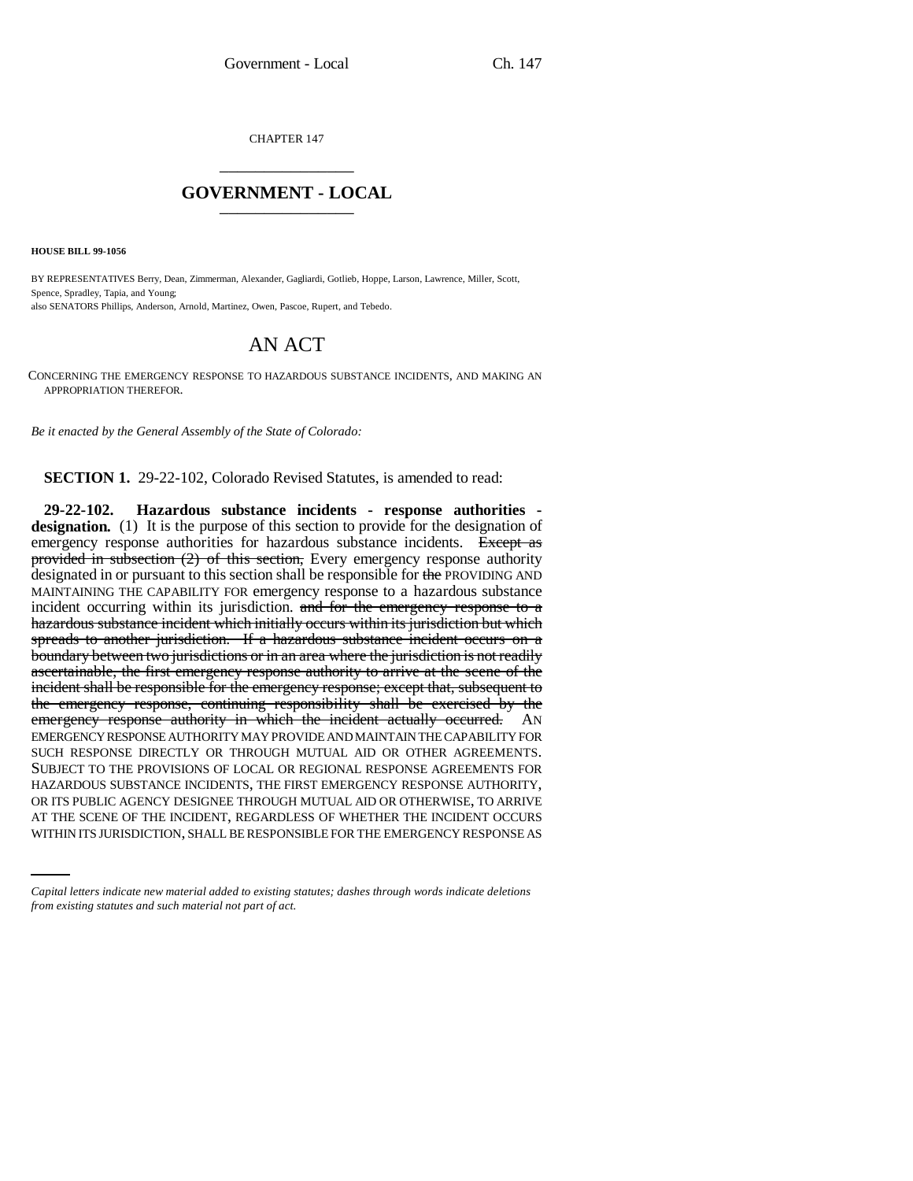CHAPTER 147

## GOVERNMENT - LOCAL

**HOUSE BILL 99-1056**

BY REPRESENTATIVES Berry, Dean, Zimmerman, Alexander, Gagliardi, Gotlieb, Hoppe, Larson, Lawrence, Miller, Scott, Spence, Spradley, Tapia, and Young;
also SENATORS Phillips, Anderson, Arnold, Martinez, Owen, Pascoe, Rupert, and Tebedo.

# AN ACT

CONCERNING THE EMERGENCY RESPONSE TO HAZARDOUS SUBSTANCE INCIDENTS, AND MAKING AN APPROPRIATION THEREFOR.

*Be it enacted by the General Assembly of the State of Colorado:*

**SECTION 1.** 29-22-102, Colorado Revised Statutes, is amended to read:

**29-22-102. Hazardous substance incidents - response authorities - designation.** (1) It is the purpose of this section to provide for the designation of emergency response authorities for hazardous substance incidents. ~~Except as provided in subsection (2) of this section,~~ Every emergency response authority designated in or pursuant to this section shall be responsible for ~~the~~ PROVIDING AND MAINTAINING THE CAPABILITY FOR emergency response to a hazardous substance incident occurring within its jurisdiction. ~~and for the emergency response to a hazardous substance incident which initially occurs within its jurisdiction but which spreads to another jurisdiction. If a hazardous substance incident occurs on a boundary between two jurisdictions or in an area where the jurisdiction is not readily ascertainable, the first emergency response authority to arrive at the scene of the incident shall be responsible for the emergency response; except that, subsequent to the emergency response, continuing responsibility shall be exercised by the emergency response authority in which the incident actually occurred.~~ AN EMERGENCY RESPONSE AUTHORITY MAY PROVIDE AND MAINTAIN THE CAPABILITY FOR SUCH RESPONSE DIRECTLY OR THROUGH MUTUAL AID OR OTHER AGREEMENTS. SUBJECT TO THE PROVISIONS OF LOCAL OR REGIONAL RESPONSE AGREEMENTS FOR HAZARDOUS SUBSTANCE INCIDENTS, THE FIRST EMERGENCY RESPONSE AUTHORITY, OR ITS PUBLIC AGENCY DESIGNEE THROUGH MUTUAL AID OR OTHERWISE, TO ARRIVE AT THE SCENE OF THE INCIDENT, REGARDLESS OF WHETHER THE INCIDENT OCCURS WITHIN ITS JURISDICTION, SHALL BE RESPONSIBLE FOR THE EMERGENCY RESPONSE AS

*Capital letters indicate new material added to existing statutes; dashes through words indicate deletions from existing statutes and such material not part of act.*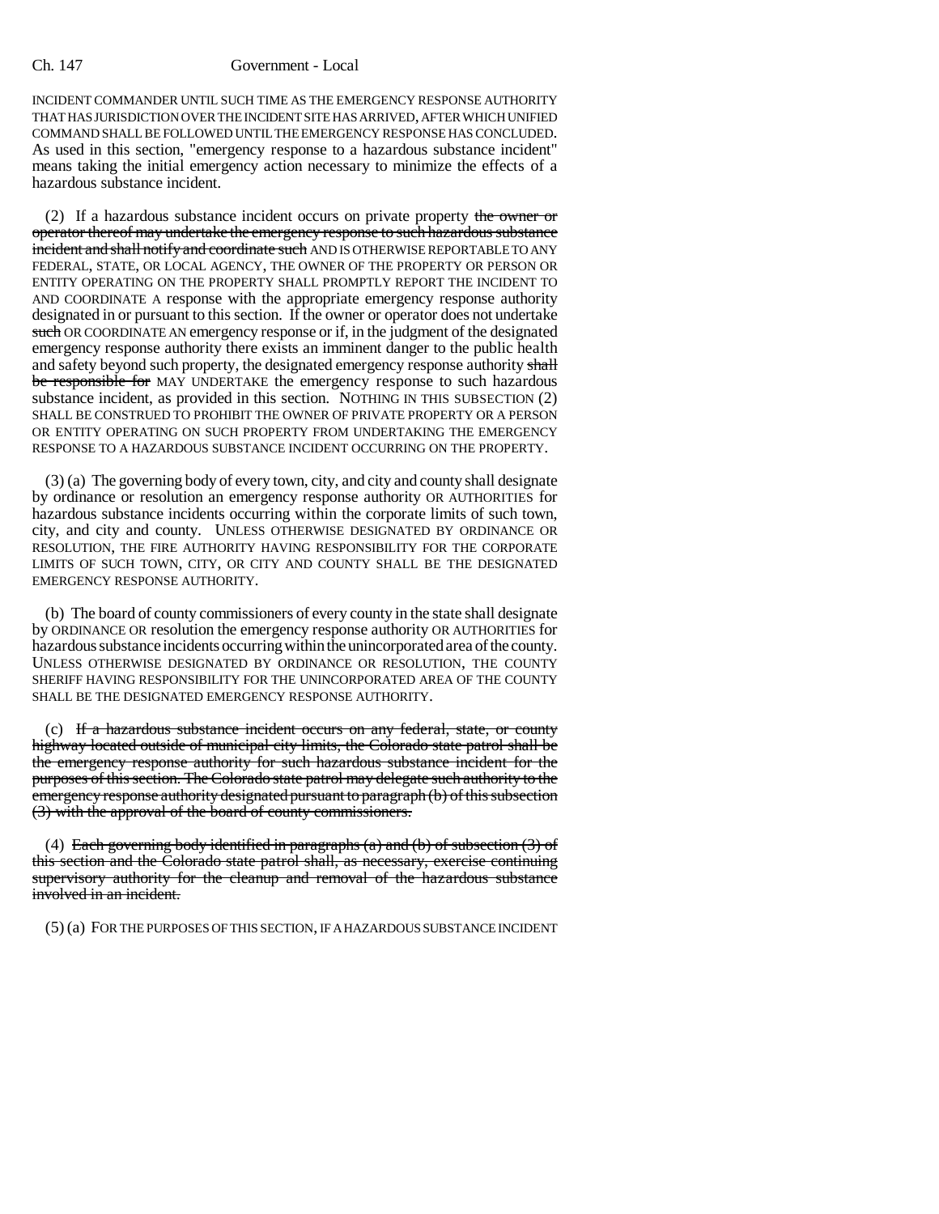INCIDENT COMMANDER UNTIL SUCH TIME AS THE EMERGENCY RESPONSE AUTHORITY THAT HAS JURISDICTION OVER THE INCIDENT SITE HAS ARRIVED, AFTER WHICH UNIFIED COMMAND SHALL BE FOLLOWED UNTIL THE EMERGENCY RESPONSE HAS CONCLUDED. As used in this section, "emergency response to a hazardous substance incident" means taking the initial emergency action necessary to minimize the effects of a hazardous substance incident.

(2) If a hazardous substance incident occurs on private property ~~the owner or operator thereof may undertake the emergency response to such hazardous substance incident and shall notify and coordinate such~~ AND IS OTHERWISE REPORTABLE TO ANY FEDERAL, STATE, OR LOCAL AGENCY, THE OWNER OF THE PROPERTY OR PERSON OR ENTITY OPERATING ON THE PROPERTY SHALL PROMPTLY REPORT THE INCIDENT TO AND COORDINATE A response with the appropriate emergency response authority designated in or pursuant to this section. If the owner or operator does not undertake ~~such~~ OR COORDINATE AN emergency response or if, in the judgment of the designated emergency response authority there exists an imminent danger to the public health and safety beyond such property, the designated emergency response authority ~~shall be responsible for~~ MAY UNDERTAKE the emergency response to such hazardous substance incident, as provided in this section. NOTHING IN THIS SUBSECTION (2) SHALL BE CONSTRUED TO PROHIBIT THE OWNER OF PRIVATE PROPERTY OR A PERSON OR ENTITY OPERATING ON SUCH PROPERTY FROM UNDERTAKING THE EMERGENCY RESPONSE TO A HAZARDOUS SUBSTANCE INCIDENT OCCURRING ON THE PROPERTY.

(3) (a) The governing body of every town, city, and city and county shall designate by ordinance or resolution an emergency response authority OR AUTHORITIES for hazardous substance incidents occurring within the corporate limits of such town, city, and city and county. UNLESS OTHERWISE DESIGNATED BY ORDINANCE OR RESOLUTION, THE FIRE AUTHORITY HAVING RESPONSIBILITY FOR THE CORPORATE LIMITS OF SUCH TOWN, CITY, OR CITY AND COUNTY SHALL BE THE DESIGNATED EMERGENCY RESPONSE AUTHORITY.

(b) The board of county commissioners of every county in the state shall designate by ORDINANCE OR resolution the emergency response authority OR AUTHORITIES for hazardous substance incidents occurring within the unincorporated area of the county. UNLESS OTHERWISE DESIGNATED BY ORDINANCE OR RESOLUTION, THE COUNTY SHERIFF HAVING RESPONSIBILITY FOR THE UNINCORPORATED AREA OF THE COUNTY SHALL BE THE DESIGNATED EMERGENCY RESPONSE AUTHORITY.

(c) ~~If a hazardous substance incident occurs on any federal, state, or county highway located outside of municipal city limits, the Colorado state patrol shall be the emergency response authority for such hazardous substance incident for the purposes of this section. The Colorado state patrol may delegate such authority to the emergency response authority designated pursuant to paragraph (b) of this subsection (3) with the approval of the board of county commissioners.~~

(4) ~~Each governing body identified in paragraphs (a) and (b) of subsection (3) of this section and the Colorado state patrol shall, as necessary, exercise continuing supervisory authority for the cleanup and removal of the hazardous substance involved in an incident.~~

(5) (a) FOR THE PURPOSES OF THIS SECTION, IF A HAZARDOUS SUBSTANCE INCIDENT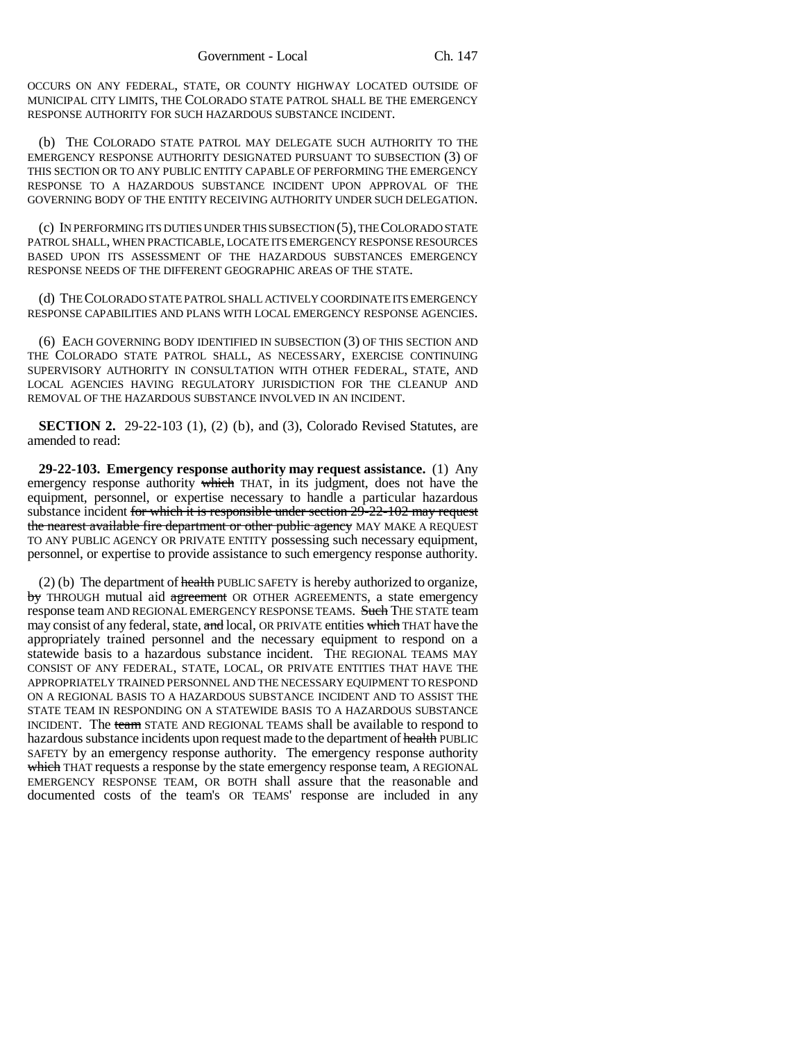OCCURS ON ANY FEDERAL, STATE, OR COUNTY HIGHWAY LOCATED OUTSIDE OF MUNICIPAL CITY LIMITS, THE COLORADO STATE PATROL SHALL BE THE EMERGENCY RESPONSE AUTHORITY FOR SUCH HAZARDOUS SUBSTANCE INCIDENT.

(b) THE COLORADO STATE PATROL MAY DELEGATE SUCH AUTHORITY TO THE EMERGENCY RESPONSE AUTHORITY DESIGNATED PURSUANT TO SUBSECTION (3) OF THIS SECTION OR TO ANY PUBLIC ENTITY CAPABLE OF PERFORMING THE EMERGENCY RESPONSE TO A HAZARDOUS SUBSTANCE INCIDENT UPON APPROVAL OF THE GOVERNING BODY OF THE ENTITY RECEIVING AUTHORITY UNDER SUCH DELEGATION.

(c) IN PERFORMING ITS DUTIES UNDER THIS SUBSECTION (5), THE COLORADO STATE PATROL SHALL, WHEN PRACTICABLE, LOCATE ITS EMERGENCY RESPONSE RESOURCES BASED UPON ITS ASSESSMENT OF THE HAZARDOUS SUBSTANCES EMERGENCY RESPONSE NEEDS OF THE DIFFERENT GEOGRAPHIC AREAS OF THE STATE.

(d) THE COLORADO STATE PATROL SHALL ACTIVELY COORDINATE ITS EMERGENCY RESPONSE CAPABILITIES AND PLANS WITH LOCAL EMERGENCY RESPONSE AGENCIES.

(6) EACH GOVERNING BODY IDENTIFIED IN SUBSECTION (3) OF THIS SECTION AND THE COLORADO STATE PATROL SHALL, AS NECESSARY, EXERCISE CONTINUING SUPERVISORY AUTHORITY IN CONSULTATION WITH OTHER FEDERAL, STATE, AND LOCAL AGENCIES HAVING REGULATORY JURISDICTION FOR THE CLEANUP AND REMOVAL OF THE HAZARDOUS SUBSTANCE INVOLVED IN AN INCIDENT.

**SECTION 2.** 29-22-103 (1), (2) (b), and (3), Colorado Revised Statutes, are amended to read:

**29-22-103. Emergency response authority may request assistance.** (1) Any emergency response authority ~~which~~ THAT, in its judgment, does not have the equipment, personnel, or expertise necessary to handle a particular hazardous substance incident ~~for which it is responsible under section 29-22-102 may request the nearest available fire department or other public agency~~ MAY MAKE A REQUEST TO ANY PUBLIC AGENCY OR PRIVATE ENTITY possessing such necessary equipment, personnel, or expertise to provide assistance to such emergency response authority.

(2) (b) The department of ~~health~~ PUBLIC SAFETY is hereby authorized to organize, ~~by~~ THROUGH mutual aid ~~agreement~~ OR OTHER AGREEMENTS, a state emergency response team AND REGIONAL EMERGENCY RESPONSE TEAMS. ~~Such~~ THE STATE team may consist of any federal, state, ~~and~~ local, OR PRIVATE entities ~~which~~ THAT have the appropriately trained personnel and the necessary equipment to respond on a statewide basis to a hazardous substance incident. THE REGIONAL TEAMS MAY CONSIST OF ANY FEDERAL, STATE, LOCAL, OR PRIVATE ENTITIES THAT HAVE THE APPROPRIATELY TRAINED PERSONNEL AND THE NECESSARY EQUIPMENT TO RESPOND ON A REGIONAL BASIS TO A HAZARDOUS SUBSTANCE INCIDENT AND TO ASSIST THE STATE TEAM IN RESPONDING ON A STATEWIDE BASIS TO A HAZARDOUS SUBSTANCE INCIDENT. The ~~team~~ STATE AND REGIONAL TEAMS shall be available to respond to hazardous substance incidents upon request made to the department of ~~health~~ PUBLIC SAFETY by an emergency response authority. The emergency response authority ~~which~~ THAT requests a response by the state emergency response team, A REGIONAL EMERGENCY RESPONSE TEAM, OR BOTH shall assure that the reasonable and documented costs of the team's OR TEAMS' response are included in any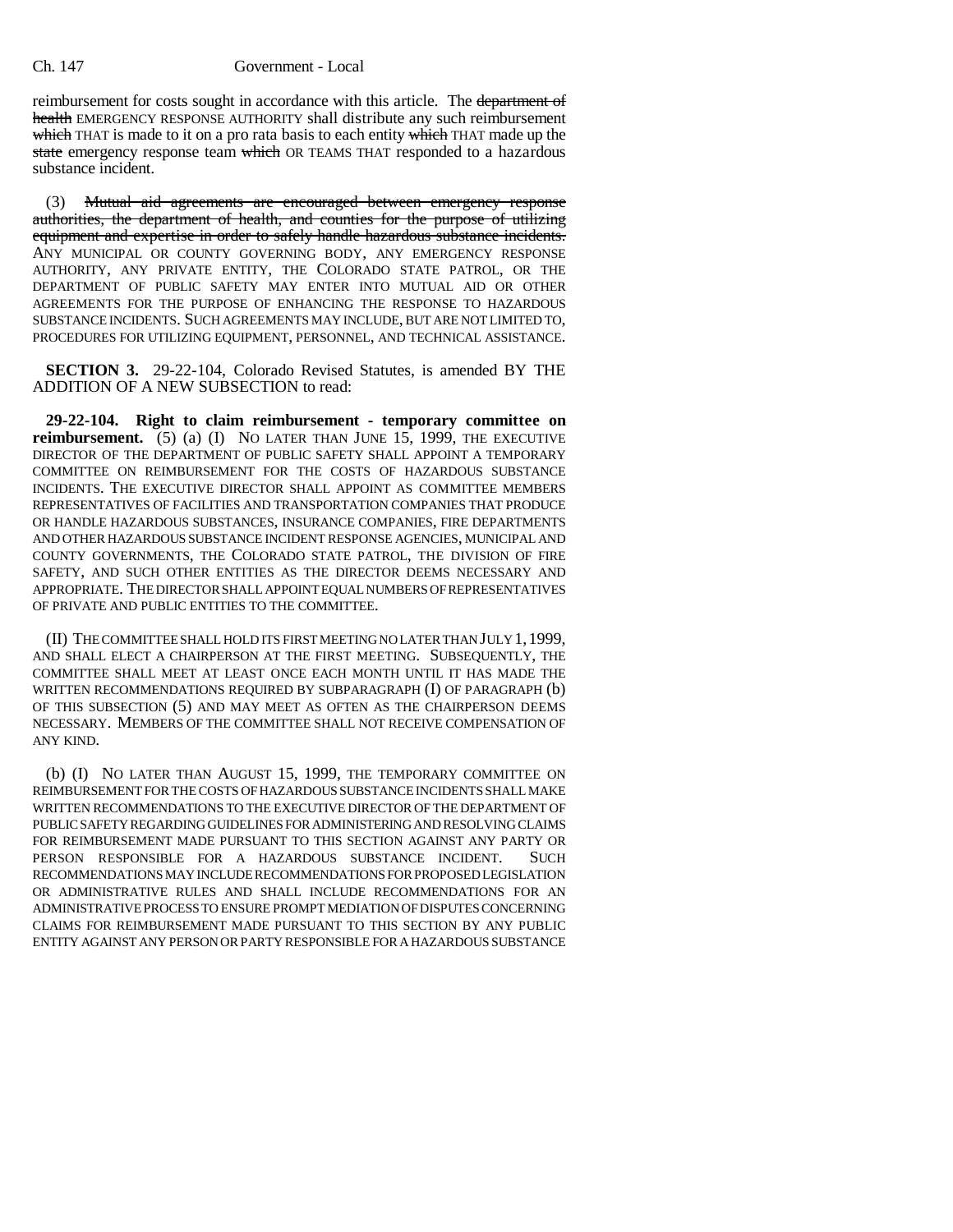reimbursement for costs sought in accordance with this article. The ~~department of health~~ EMERGENCY RESPONSE AUTHORITY shall distribute any such reimbursement ~~which~~ THAT is made to it on a pro rata basis to each entity ~~which~~ THAT made up the ~~state~~ emergency response team ~~which~~ OR TEAMS THAT responded to a hazardous substance incident.

(3) ~~Mutual aid agreements are encouraged between emergency response authorities, the department of health, and counties for the purpose of utilizing equipment and expertise in order to safely handle hazardous substance incidents.~~ ANY MUNICIPAL OR COUNTY GOVERNING BODY, ANY EMERGENCY RESPONSE AUTHORITY, ANY PRIVATE ENTITY, THE COLORADO STATE PATROL, OR THE DEPARTMENT OF PUBLIC SAFETY MAY ENTER INTO MUTUAL AID OR OTHER AGREEMENTS FOR THE PURPOSE OF ENHANCING THE RESPONSE TO HAZARDOUS SUBSTANCE INCIDENTS. SUCH AGREEMENTS MAY INCLUDE, BUT ARE NOT LIMITED TO, PROCEDURES FOR UTILIZING EQUIPMENT, PERSONNEL, AND TECHNICAL ASSISTANCE.

**SECTION 3.** 29-22-104, Colorado Revised Statutes, is amended BY THE ADDITION OF A NEW SUBSECTION to read:

**29-22-104. Right to claim reimbursement - temporary committee on reimbursement.** (5) (a) (I) NO LATER THAN JUNE 15, 1999, THE EXECUTIVE DIRECTOR OF THE DEPARTMENT OF PUBLIC SAFETY SHALL APPOINT A TEMPORARY COMMITTEE ON REIMBURSEMENT FOR THE COSTS OF HAZARDOUS SUBSTANCE INCIDENTS. THE EXECUTIVE DIRECTOR SHALL APPOINT AS COMMITTEE MEMBERS REPRESENTATIVES OF FACILITIES AND TRANSPORTATION COMPANIES THAT PRODUCE OR HANDLE HAZARDOUS SUBSTANCES, INSURANCE COMPANIES, FIRE DEPARTMENTS AND OTHER HAZARDOUS SUBSTANCE INCIDENT RESPONSE AGENCIES, MUNICIPAL AND COUNTY GOVERNMENTS, THE COLORADO STATE PATROL, THE DIVISION OF FIRE SAFETY, AND SUCH OTHER ENTITIES AS THE DIRECTOR DEEMS NECESSARY AND APPROPRIATE. THE DIRECTOR SHALL APPOINT EQUAL NUMBERS OF REPRESENTATIVES OF PRIVATE AND PUBLIC ENTITIES TO THE COMMITTEE.

(II) THE COMMITTEE SHALL HOLD ITS FIRST MEETING NO LATER THAN JULY 1, 1999, AND SHALL ELECT A CHAIRPERSON AT THE FIRST MEETING. SUBSEQUENTLY, THE COMMITTEE SHALL MEET AT LEAST ONCE EACH MONTH UNTIL IT HAS MADE THE WRITTEN RECOMMENDATIONS REQUIRED BY SUBPARAGRAPH (I) OF PARAGRAPH (b) OF THIS SUBSECTION (5) AND MAY MEET AS OFTEN AS THE CHAIRPERSON DEEMS NECESSARY. MEMBERS OF THE COMMITTEE SHALL NOT RECEIVE COMPENSATION OF ANY KIND.

(b) (I) NO LATER THAN AUGUST 15, 1999, THE TEMPORARY COMMITTEE ON REIMBURSEMENT FOR THE COSTS OF HAZARDOUS SUBSTANCE INCIDENTS SHALL MAKE WRITTEN RECOMMENDATIONS TO THE EXECUTIVE DIRECTOR OF THE DEPARTMENT OF PUBLIC SAFETY REGARDING GUIDELINES FOR ADMINISTERING AND RESOLVING CLAIMS FOR REIMBURSEMENT MADE PURSUANT TO THIS SECTION AGAINST ANY PARTY OR PERSON RESPONSIBLE FOR A HAZARDOUS SUBSTANCE INCIDENT. SUCH RECOMMENDATIONS MAY INCLUDE RECOMMENDATIONS FOR PROPOSED LEGISLATION OR ADMINISTRATIVE RULES AND SHALL INCLUDE RECOMMENDATIONS FOR AN ADMINISTRATIVE PROCESS TO ENSURE PROMPT MEDIATION OF DISPUTES CONCERNING CLAIMS FOR REIMBURSEMENT MADE PURSUANT TO THIS SECTION BY ANY PUBLIC ENTITY AGAINST ANY PERSON OR PARTY RESPONSIBLE FOR A HAZARDOUS SUBSTANCE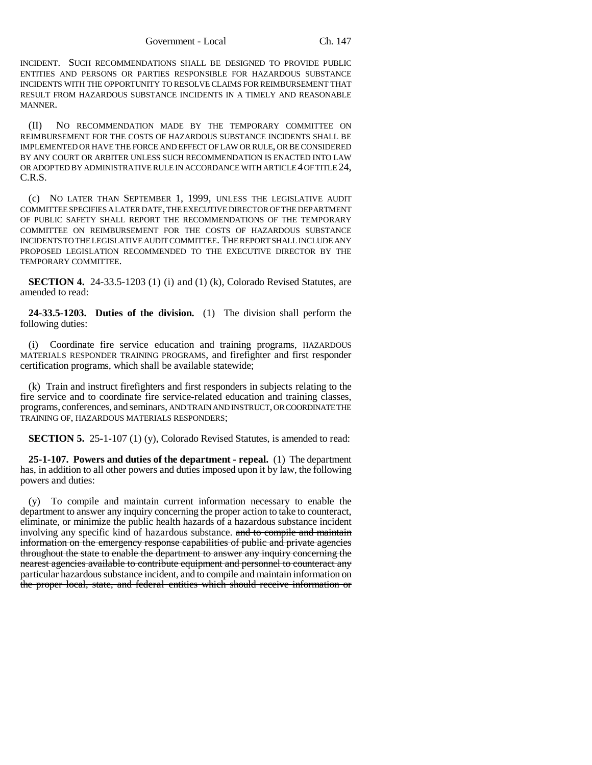INCIDENT. SUCH RECOMMENDATIONS SHALL BE DESIGNED TO PROVIDE PUBLIC ENTITIES AND PERSONS OR PARTIES RESPONSIBLE FOR HAZARDOUS SUBSTANCE INCIDENTS WITH THE OPPORTUNITY TO RESOLVE CLAIMS FOR REIMBURSEMENT THAT RESULT FROM HAZARDOUS SUBSTANCE INCIDENTS IN A TIMELY AND REASONABLE MANNER.

(II) NO RECOMMENDATION MADE BY THE TEMPORARY COMMITTEE ON REIMBURSEMENT FOR THE COSTS OF HAZARDOUS SUBSTANCE INCIDENTS SHALL BE IMPLEMENTED OR HAVE THE FORCE AND EFFECT OF LAW OR RULE, OR BE CONSIDERED BY ANY COURT OR ARBITER UNLESS SUCH RECOMMENDATION IS ENACTED INTO LAW OR ADOPTED BY ADMINISTRATIVE RULE IN ACCORDANCE WITH ARTICLE 4 OF TITLE 24, C.R.S.

(c) NO LATER THAN SEPTEMBER 1, 1999, UNLESS THE LEGISLATIVE AUDIT COMMITTEE SPECIFIES A LATER DATE, THE EXECUTIVE DIRECTOR OF THE DEPARTMENT OF PUBLIC SAFETY SHALL REPORT THE RECOMMENDATIONS OF THE TEMPORARY COMMITTEE ON REIMBURSEMENT FOR THE COSTS OF HAZARDOUS SUBSTANCE INCIDENTS TO THE LEGISLATIVE AUDIT COMMITTEE. THE REPORT SHALL INCLUDE ANY PROPOSED LEGISLATION RECOMMENDED TO THE EXECUTIVE DIRECTOR BY THE TEMPORARY COMMITTEE.

**SECTION 4.** 24-33.5-1203 (1) (i) and (1) (k), Colorado Revised Statutes, are amended to read:

**24-33.5-1203. Duties of the division.** (1) The division shall perform the following duties:

(i) Coordinate fire service education and training programs, HAZARDOUS MATERIALS RESPONDER TRAINING PROGRAMS, and firefighter and first responder certification programs, which shall be available statewide;

(k) Train and instruct firefighters and first responders in subjects relating to the fire service and to coordinate fire service-related education and training classes, programs, conferences, and seminars, AND TRAIN AND INSTRUCT, OR COORDINATE THE TRAINING OF, HAZARDOUS MATERIALS RESPONDERS;

**SECTION 5.** 25-1-107 (1) (y), Colorado Revised Statutes, is amended to read:

**25-1-107. Powers and duties of the department - repeal.** (1) The department has, in addition to all other powers and duties imposed upon it by law, the following powers and duties:

(y) To compile and maintain current information necessary to enable the department to answer any inquiry concerning the proper action to take to counteract, eliminate, or minimize the public health hazards of a hazardous substance incident involving any specific kind of hazardous substance. ~~and to compile and maintain information on the emergency response capabilities of public and private agencies throughout the state to enable the department to answer any inquiry concerning the nearest agencies available to contribute equipment and personnel to counteract any particular hazardous substance incident, and to compile and maintain information on the proper local, state, and federal entities which should receive information or~~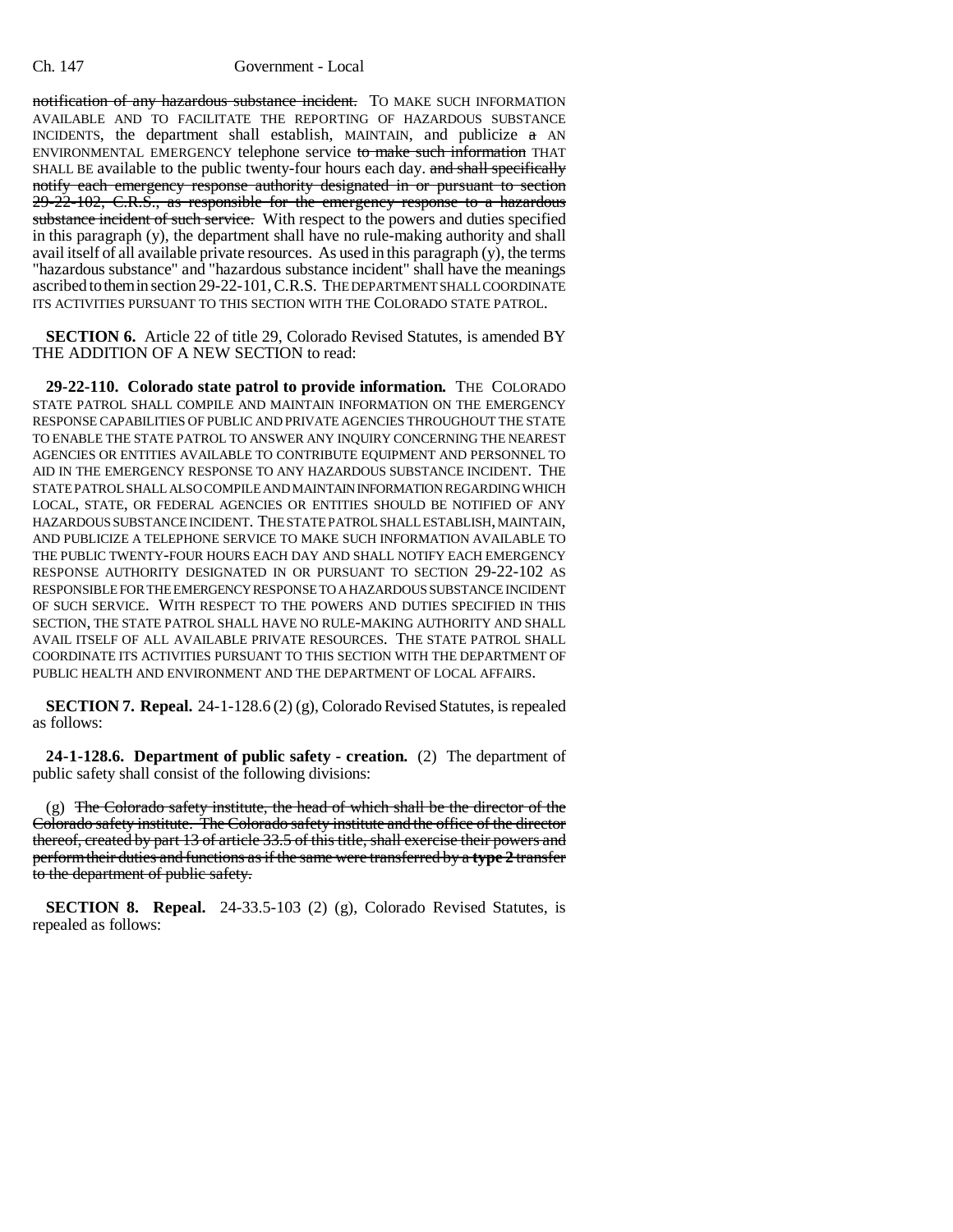notification of any hazardous substance incident. TO MAKE SUCH INFORMATION AVAILABLE AND TO FACILITATE THE REPORTING OF HAZARDOUS SUBSTANCE INCIDENTS, the department shall establish, MAINTAIN, and publicize a AN ENVIRONMENTAL EMERGENCY telephone service to make such information THAT SHALL BE available to the public twenty-four hours each day. and shall specifically notify each emergency response authority designated in or pursuant to section 29-22-102, C.R.S., as responsible for the emergency response to a hazardous substance incident of such service. With respect to the powers and duties specified in this paragraph (y), the department shall have no rule-making authority and shall avail itself of all available private resources. As used in this paragraph (y), the terms "hazardous substance" and "hazardous substance incident" shall have the meanings ascribed to them in section 29-22-101, C.R.S. THE DEPARTMENT SHALL COORDINATE ITS ACTIVITIES PURSUANT TO THIS SECTION WITH THE COLORADO STATE PATROL.

**SECTION 6.** Article 22 of title 29, Colorado Revised Statutes, is amended BY THE ADDITION OF A NEW SECTION to read:

**29-22-110. Colorado state patrol to provide information.** THE COLORADO STATE PATROL SHALL COMPILE AND MAINTAIN INFORMATION ON THE EMERGENCY RESPONSE CAPABILITIES OF PUBLIC AND PRIVATE AGENCIES THROUGHOUT THE STATE TO ENABLE THE STATE PATROL TO ANSWER ANY INQUIRY CONCERNING THE NEAREST AGENCIES OR ENTITIES AVAILABLE TO CONTRIBUTE EQUIPMENT AND PERSONNEL TO AID IN THE EMERGENCY RESPONSE TO ANY HAZARDOUS SUBSTANCE INCIDENT. THE STATE PATROL SHALL ALSO COMPILE AND MAINTAIN INFORMATION REGARDING WHICH LOCAL, STATE, OR FEDERAL AGENCIES OR ENTITIES SHOULD BE NOTIFIED OF ANY HAZARDOUS SUBSTANCE INCIDENT. THE STATE PATROL SHALL ESTABLISH, MAINTAIN, AND PUBLICIZE A TELEPHONE SERVICE TO MAKE SUCH INFORMATION AVAILABLE TO THE PUBLIC TWENTY-FOUR HOURS EACH DAY AND SHALL NOTIFY EACH EMERGENCY RESPONSE AUTHORITY DESIGNATED IN OR PURSUANT TO SECTION 29-22-102 AS RESPONSIBLE FOR THE EMERGENCY RESPONSE TO A HAZARDOUS SUBSTANCE INCIDENT OF SUCH SERVICE. WITH RESPECT TO THE POWERS AND DUTIES SPECIFIED IN THIS SECTION, THE STATE PATROL SHALL HAVE NO RULE-MAKING AUTHORITY AND SHALL AVAIL ITSELF OF ALL AVAILABLE PRIVATE RESOURCES. THE STATE PATROL SHALL COORDINATE ITS ACTIVITIES PURSUANT TO THIS SECTION WITH THE DEPARTMENT OF PUBLIC HEALTH AND ENVIRONMENT AND THE DEPARTMENT OF LOCAL AFFAIRS.

**SECTION 7. Repeal.** 24-1-128.6 (2) (g), Colorado Revised Statutes, is repealed as follows:

**24-1-128.6. Department of public safety - creation.** (2) The department of public safety shall consist of the following divisions:

(g) The Colorado safety institute, the head of which shall be the director of the Colorado safety institute. The Colorado safety institute and the office of the director thereof, created by part 13 of article 33.5 of this title, shall exercise their powers and perform their duties and functions as if the same were transferred by a **type 2** transfer to the department of public safety.

**SECTION 8. Repeal.** 24-33.5-103 (2) (g), Colorado Revised Statutes, is repealed as follows: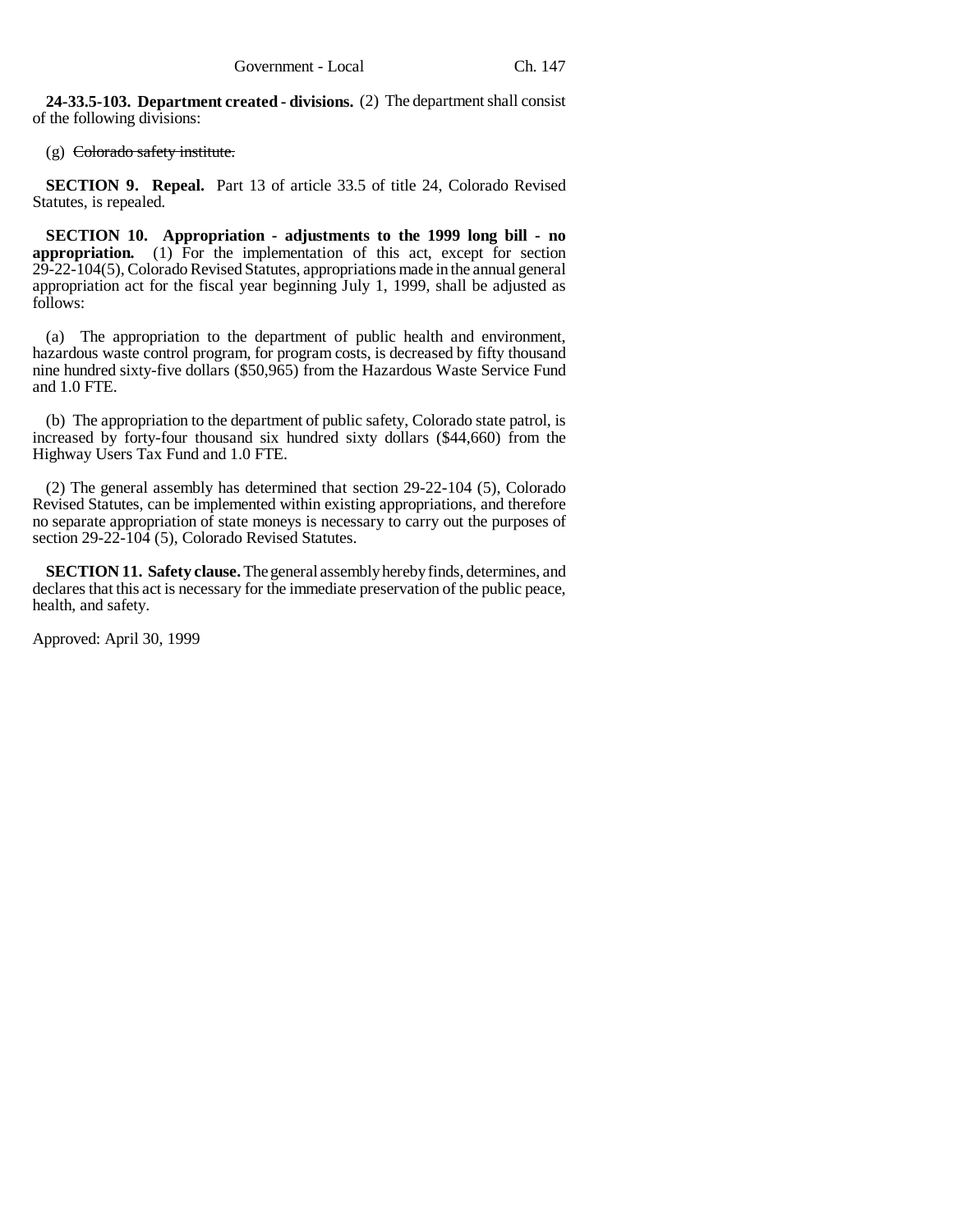**24-33.5-103. Department created - divisions.** (2) The department shall consist of the following divisions:

(g) ~~Colorado safety institute.~~

**SECTION 9. Repeal.** Part 13 of article 33.5 of title 24, Colorado Revised Statutes, is repealed.

**SECTION 10. Appropriation - adjustments to the 1999 long bill - no appropriation.** (1) For the implementation of this act, except for section 29-22-104(5), Colorado Revised Statutes, appropriations made in the annual general appropriation act for the fiscal year beginning July 1, 1999, shall be adjusted as follows:

(a) The appropriation to the department of public health and environment, hazardous waste control program, for program costs, is decreased by fifty thousand nine hundred sixty-five dollars ($50,965) from the Hazardous Waste Service Fund and 1.0 FTE.

(b) The appropriation to the department of public safety, Colorado state patrol, is increased by forty-four thousand six hundred sixty dollars ($44,660) from the Highway Users Tax Fund and 1.0 FTE.

(2) The general assembly has determined that section 29-22-104 (5), Colorado Revised Statutes, can be implemented within existing appropriations, and therefore no separate appropriation of state moneys is necessary to carry out the purposes of section 29-22-104 (5), Colorado Revised Statutes.

**SECTION 11. Safety clause.** The general assembly hereby finds, determines, and declares that this act is necessary for the immediate preservation of the public peace, health, and safety.

Approved: April 30, 1999